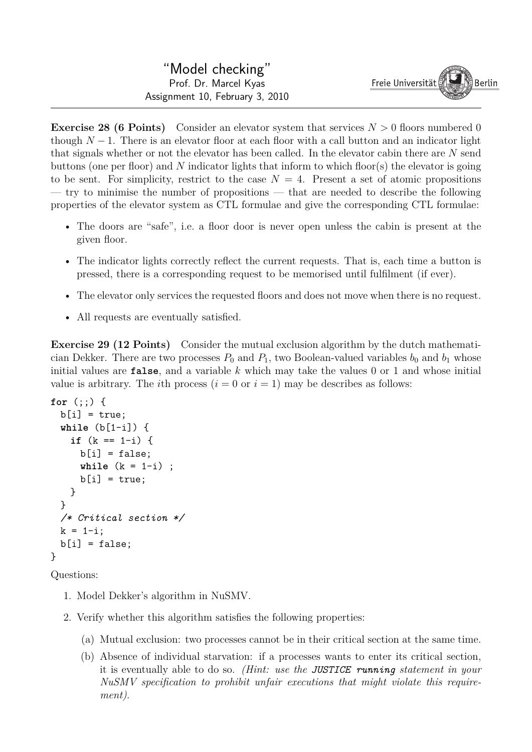"Model checking"
Prof. Dr. Marcel Kyas
Assignment 10, February 3, 2010

Freie Universität Berlin

---

**Exercise 28 (6 Points)** Consider an elevator system that services $N > 0$ floors numbered 0 though $N-1$. There is an elevator floor at each floor with a call button and an indicator light that signals whether or not the elevator has been called. In the elevator cabin there are $N$ send buttons (one per floor) and $N$ indicator lights that inform to which floor(s) the elevator is going to be sent. For simplicity, restrict to the case $N = 4$. Present a set of atomic propositions — try to minimise the number of propositions — that are needed to describe the following properties of the elevator system as CTL formulae and give the corresponding CTL formulae:

- The doors are "safe", i.e. a floor door is never open unless the cabin is present at the given floor.
- The indicator lights correctly reflect the current requests. That is, each time a button is pressed, there is a corresponding request to be memorised until fulfilment (if ever).
- The elevator only services the requested floors and does not move when there is no request.
- All requests are eventually satisfied.

**Exercise 29 (12 Points)** Consider the mutual exclusion algorithm by the dutch mathematician Dekker. There are two processes $P_0$ and $P_1$, two Boolean-valued variables $b_0$ and $b_1$ whose initial values are **false**, and a variable $k$ which may take the values 0 or 1 and whose initial value is arbitrary. The $i$th process ($i = 0$ or $i = 1$) may be describes as follows:

```
for (;;) {
  b[i] = true;
  while (b[1-i]) {
    if (k == 1-i) {
      b[i] = false;
      while (k = 1-i) ;
      b[i] = true;
    }
  }
  /* Critical section */
  k = 1-i;
  b[i] = false;
}
```

Questions:

1. Model Dekker's algorithm in NuSMV.
2. Verify whether this algorithm satisfies the following properties:
   (a) Mutual exclusion: two processes cannot be in their critical section at the same time.
   (b) Absence of individual starvation: if a processes wants to enter its critical section, it is eventually able to do so. *(Hint: use the* ***JUSTICE running*** *statement in your NuSMV specification to prohibit unfair executions that might violate this requirement).*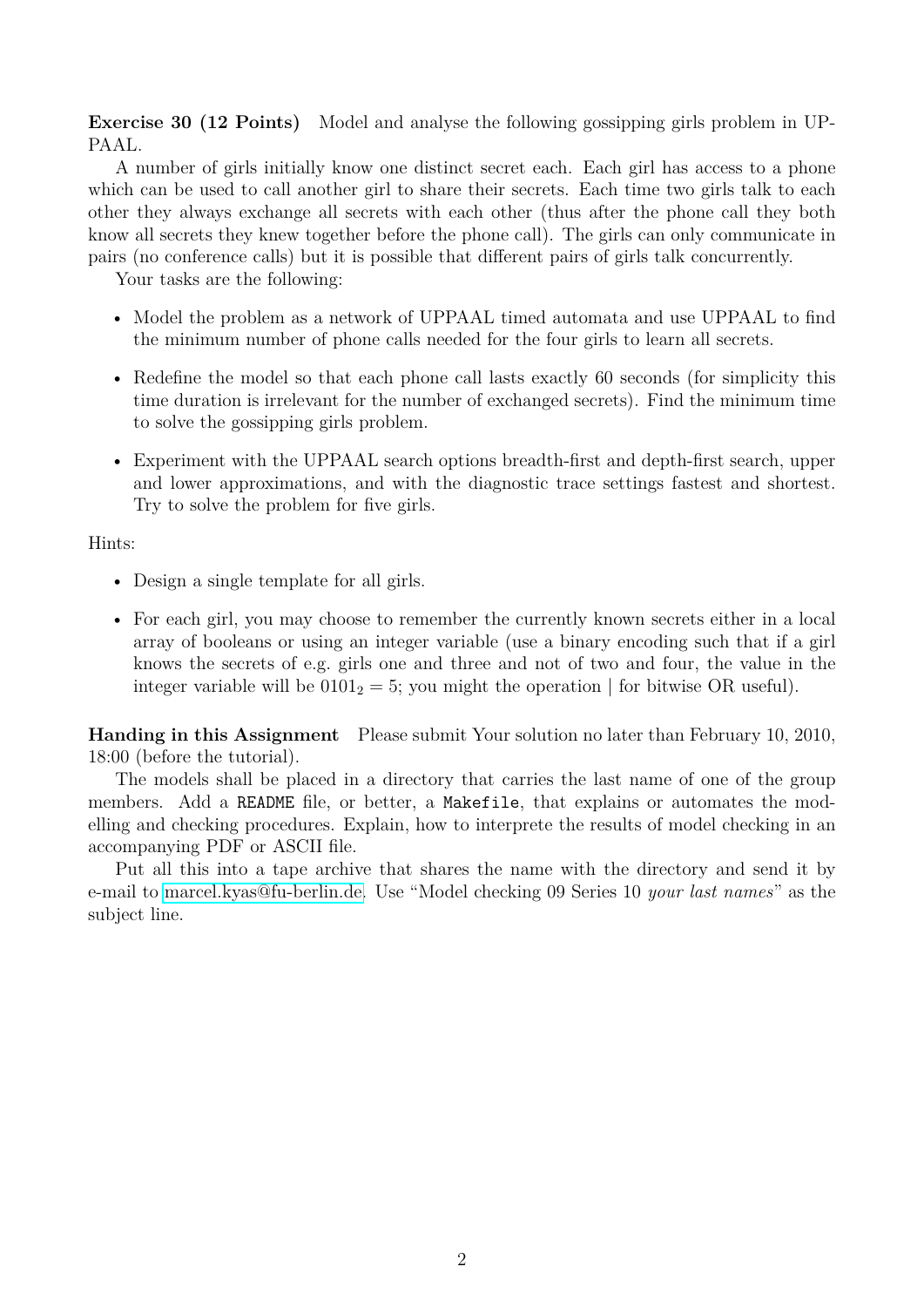**Exercise 30 (12 Points)** Model and analyse the following gossipping girls problem in UPPAAL.

A number of girls initially know one distinct secret each. Each girl has access to a phone which can be used to call another girl to share their secrets. Each time two girls talk to each other they always exchange all secrets with each other (thus after the phone call they both know all secrets they knew together before the phone call). The girls can only communicate in pairs (no conference calls) but it is possible that different pairs of girls talk concurrently.

Your tasks are the following:

- Model the problem as a network of UPPAAL timed automata and use UPPAAL to find the minimum number of phone calls needed for the four girls to learn all secrets.
- Redefine the model so that each phone call lasts exactly 60 seconds (for simplicity this time duration is irrelevant for the number of exchanged secrets). Find the minimum time to solve the gossipping girls problem.
- Experiment with the UPPAAL search options breadth-first and depth-first search, upper and lower approximations, and with the diagnostic trace settings fastest and shortest. Try to solve the problem for five girls.

Hints:

- Design a single template for all girls.
- For each girl, you may choose to remember the currently known secrets either in a local array of booleans or using an integer variable (use a binary encoding such that if a girl knows the secrets of e.g. girls one and three and not of two and four, the value in the integer variable will be $0101_2 = 5$; you might the operation | for bitwise OR useful).

**Handing in this Assignment** Please submit Your solution no later than February 10, 2010, 18:00 (before the tutorial).

The models shall be placed in a directory that carries the last name of one of the group members. Add a `README` file, or better, a `Makefile`, that explains or automates the modelling and checking procedures. Explain, how to interprete the results of model checking in an accompanying PDF or ASCII file.

Put all this into a tape archive that shares the name with the directory and send it by e-mail to marcel.kyas@fu-berlin.de. Use "Model checking 09 Series 10 *your last names*" as the subject line.